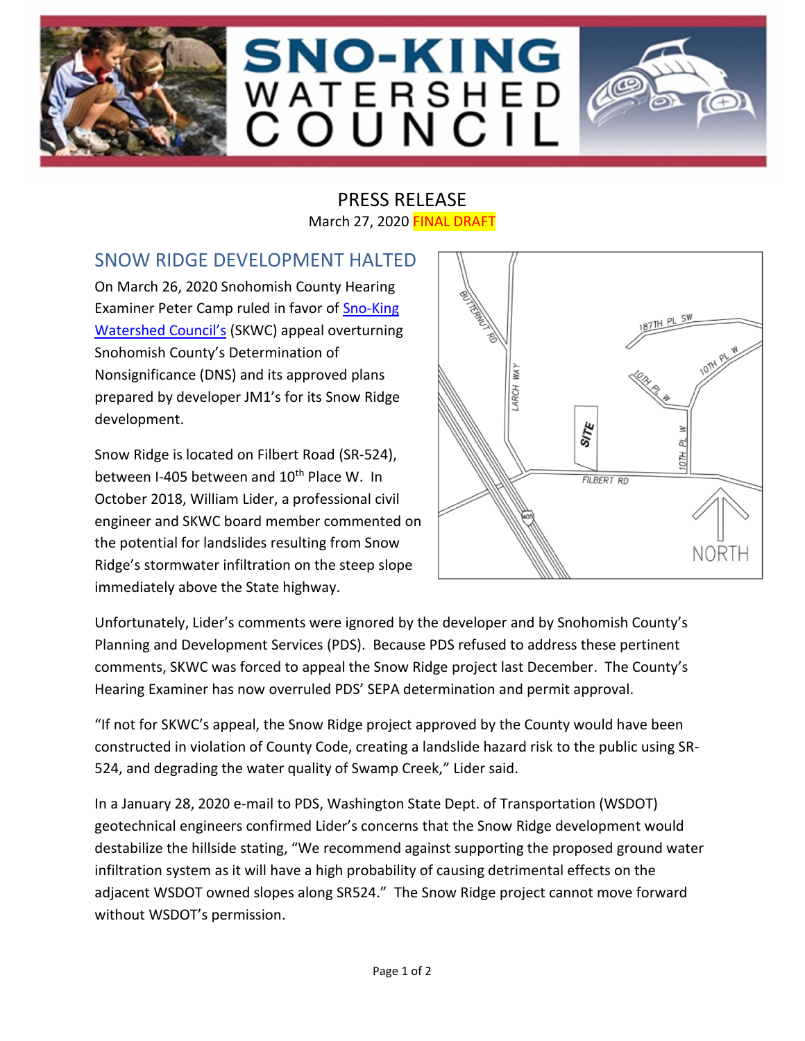# SNO-KING WATERSHED COUNCIL

PRESS RELEASE

March 27, 2020 FINAL DRAFT

## SNOW RIDGE DEVELOPMENT HALTED

On March 26, 2020 Snohomish County Hearing Examiner Peter Camp ruled in favor of Sno-King Watershed Council's (SKWC) appeal overturning Snohomish County's Determination of Nonsignificance (DNS) and its approved plans prepared by developer JM1's for its Snow Ridge development.

Snow Ridge is located on Filbert Road (SR-524), between I-405 between and 10th Place W. In October 2018, William Lider, a professional civil engineer and SKWC board member commented on the potential for landslides resulting from Snow Ridge's stormwater infiltration on the steep slope immediately above the State highway.

Unfortunately, Lider's comments were ignored by the developer and by Snohomish County's Planning and Development Services (PDS). Because PDS refused to address these pertinent comments, SKWC was forced to appeal the Snow Ridge project last December. The County's Hearing Examiner has now overruled PDS' SEPA determination and permit approval.

"If not for SKWC's appeal, the Snow Ridge project approved by the County would have been constructed in violation of County Code, creating a landslide hazard risk to the public using SR-524, and degrading the water quality of Swamp Creek," Lider said.

In a January 28, 2020 e-mail to PDS, Washington State Dept. of Transportation (WSDOT) geotechnical engineers confirmed Lider's concerns that the Snow Ridge development would destabilize the hillside stating, "We recommend against supporting the proposed ground water infiltration system as it will have a high probability of causing detrimental effects on the adjacent WSDOT owned slopes along SR524." The Snow Ridge project cannot move forward without WSDOT's permission.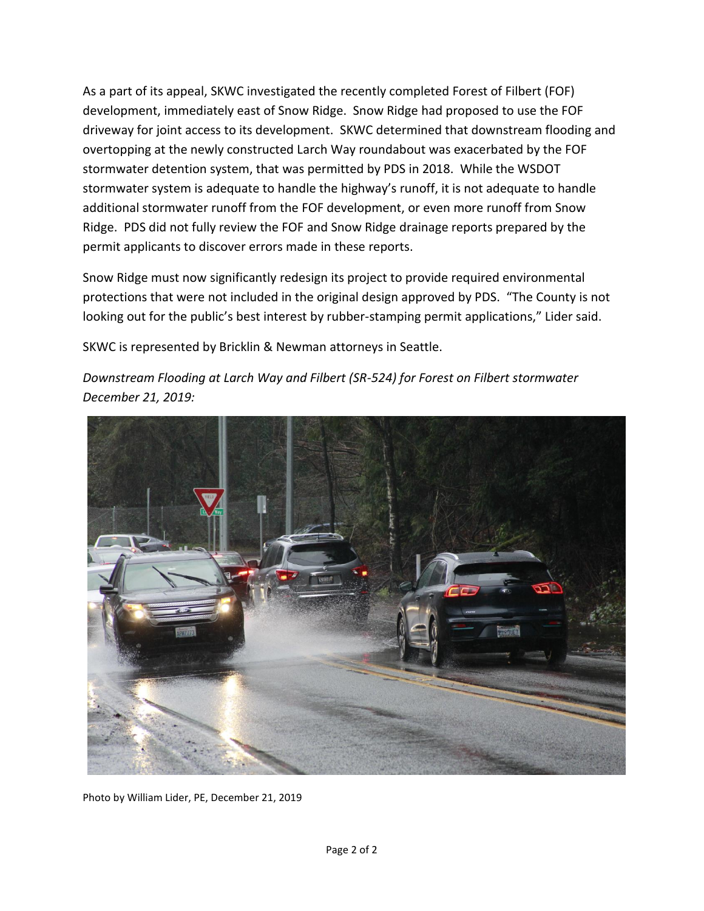As a part of its appeal, SKWC investigated the recently completed Forest of Filbert (FOF) development, immediately east of Snow Ridge. Snow Ridge had proposed to use the FOF driveway for joint access to its development. SKWC determined that downstream flooding and overtopping at the newly constructed Larch Way roundabout was exacerbated by the FOF stormwater detention system, that was permitted by PDS in 2018. While the WSDOT stormwater system is adequate to handle the highway's runoff, it is not adequate to handle additional stormwater runoff from the FOF development, or even more runoff from Snow Ridge. PDS did not fully review the FOF and Snow Ridge drainage reports prepared by the permit applicants to discover errors made in these reports.

Snow Ridge must now significantly redesign its project to provide required environmental protections that were not included in the original design approved by PDS. "The County is not looking out for the public's best interest by rubber-stamping permit applications," Lider said.

SKWC is represented by Bricklin & Newman attorneys in Seattle.

*Downstream Flooding at Larch Way and Filbert (SR-524) for Forest on Filbert stormwater December 21, 2019:*

Photo by William Lider, PE, December 21, 2019